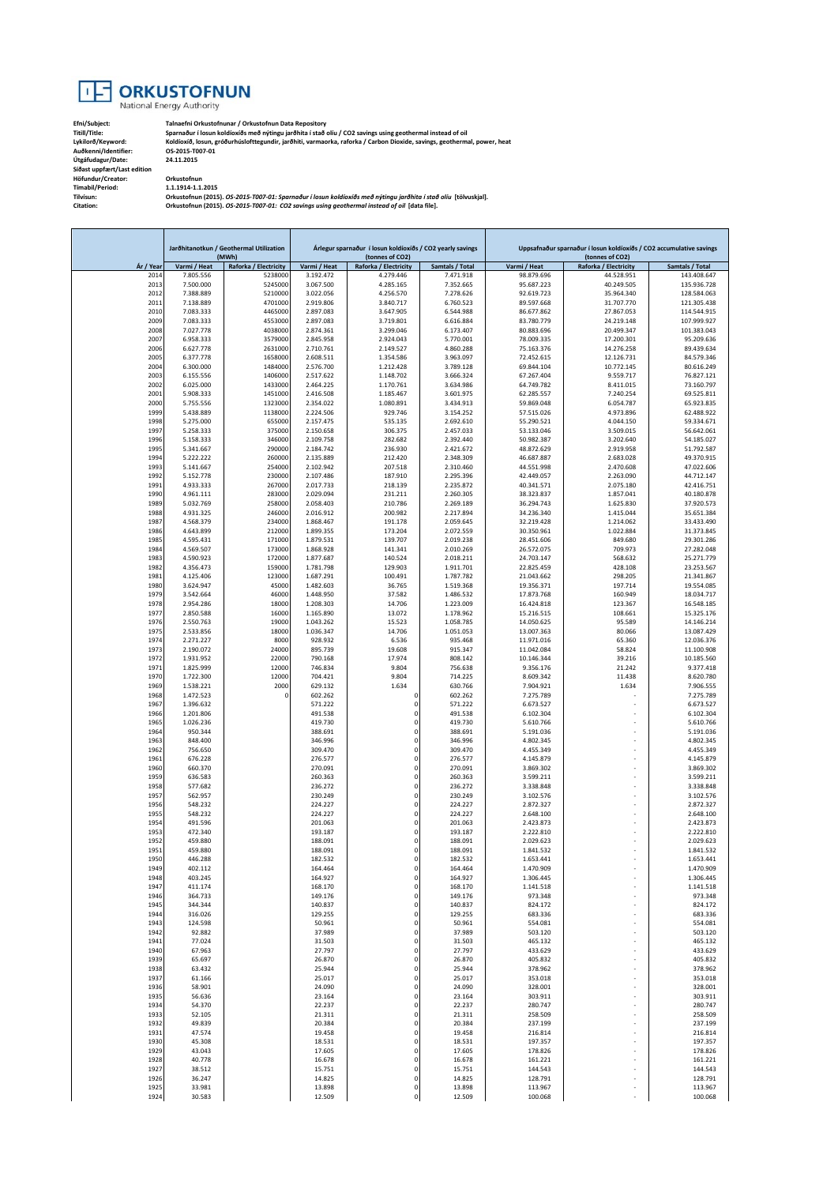# ORKUSTOFNUN

National Energy Authority

**Efni/Subject:** Talnaefni Orkustofnunar / Orkustofnun Data Repository
**Titill/Title:** Sparnaður í losun koldíoxíðs með nýtingu jarðhita í stað olíu / CO2 savings using geothermal instead of oil
**Lykilorð/Keyword:** Koldíoxíð, losun, gróðurhúsloftegundir, jarðhiti, varmaorka, raforka / Carbon Dioxide, savings, geothermal, power, heat
**Auðkenni/Identifier:** OS-2015-T007-01
**Útgáfudagur/Date:** 24.11.2015
**Síðast uppfært/Last edition**
**Höfundur/Creator:** Orkustofnun
**Tímabil/Period:** 1.1.1914-1.1.2015
**Tilvísun:** Orkustofnun (2015). *OS-2015-T007-01: Sparnaður í losun koldíoxíðs með nýtingu jarðhita í stað olíu* [tölvuskjal].
**Citation:** Orkustofnun (2015). *OS-2015-T007-01: CO2 savings using geothermal instead of oil* [data file].

| | Jarðhitanotkun / Geothermal Utilization (MWh) | | Árlegur sparnaður í losun koldíoxíðs / CO2 yearly savings (tonnes of CO2) | | | Uppsafnaður sparnaður í losun koldíoxíðs / CO2 accumulative savings (tonnes of CO2) | | |
|---|---|---|---|---|---|---|---|---|
| Ár / Year | Varmi / Heat | Raforka / Electricity | Varmi / Heat | Raforka / Electricity | Samtals / Total | Varmi / Heat | Raforka / Electricity | Samtals / Total |
| 2014 | 7.805.556 | 5238000 | 3.192.472 | 4.279.446 | 7.471.918 | 98.879.696 | 44.528.951 | 143.408.647 |
| 2013 | 7.500.000 | 5245000 | 3.067.500 | 4.285.165 | 7.352.665 | 95.687.223 | 40.249.505 | 135.936.728 |
| 2012 | 7.388.889 | 5210000 | 3.022.056 | 4.256.570 | 7.278.626 | 92.619.723 | 35.964.340 | 128.584.063 |
| 2011 | 7.138.889 | 4701000 | 2.919.806 | 3.840.717 | 6.760.523 | 89.597.668 | 31.707.770 | 121.305.438 |
| 2010 | 7.083.333 | 4465000 | 2.897.083 | 3.647.905 | 6.544.988 | 86.677.862 | 27.867.053 | 114.544.915 |
| 2009 | 7.083.333 | 4553000 | 2.897.083 | 3.719.801 | 6.616.884 | 83.780.779 | 24.219.148 | 107.999.927 |
| 2008 | 7.027.778 | 4038000 | 2.874.361 | 3.299.046 | 6.173.407 | 80.883.696 | 20.499.347 | 101.383.043 |
| 2007 | 6.958.333 | 3579000 | 2.845.958 | 2.924.043 | 5.770.001 | 78.009.335 | 17.200.301 | 95.209.636 |
| 2006 | 6.627.778 | 2631000 | 2.710.761 | 2.149.527 | 4.860.288 | 75.163.376 | 14.276.258 | 89.439.634 |
| 2005 | 6.377.778 | 1658000 | 2.608.511 | 1.354.586 | 3.963.097 | 72.452.615 | 12.126.731 | 84.579.346 |
| 2004 | 6.300.000 | 1484000 | 2.576.700 | 1.212.428 | 3.789.128 | 69.844.104 | 10.772.145 | 80.616.249 |
| 2003 | 6.155.556 | 1406000 | 2.517.622 | 1.148.702 | 3.666.324 | 67.267.404 | 9.559.717 | 76.827.121 |
| 2002 | 6.025.000 | 1433000 | 2.464.225 | 1.170.761 | 3.634.986 | 64.749.782 | 8.411.015 | 73.160.797 |
| 2001 | 5.908.333 | 1451000 | 2.416.508 | 1.185.467 | 3.601.975 | 62.285.557 | 7.240.254 | 69.525.811 |
| 2000 | 5.755.556 | 1323000 | 2.354.022 | 1.080.891 | 3.434.913 | 59.869.048 | 6.054.787 | 65.923.835 |
| 1999 | 5.438.889 | 1138000 | 2.224.506 | 929.746 | 3.154.252 | 57.515.026 | 4.973.896 | 62.488.922 |
| 1998 | 5.275.000 | 655000 | 2.157.475 | 535.135 | 2.692.610 | 55.290.521 | 4.044.150 | 59.334.671 |
| 1997 | 5.258.333 | 375000 | 2.150.658 | 306.375 | 2.457.033 | 53.133.046 | 3.509.015 | 56.642.061 |
| 1996 | 5.158.333 | 346000 | 2.109.758 | 282.682 | 2.392.440 | 50.982.387 | 3.202.640 | 54.185.027 |
| 1995 | 5.341.667 | 290000 | 2.184.742 | 236.930 | 2.421.672 | 48.872.629 | 2.919.958 | 51.792.587 |
| 1994 | 5.222.222 | 260000 | 2.135.889 | 212.420 | 2.348.309 | 46.687.887 | 2.683.028 | 49.370.915 |
| 1993 | 5.141.667 | 254000 | 2.102.942 | 207.518 | 2.310.460 | 44.551.998 | 2.470.608 | 47.022.606 |
| 1992 | 5.152.778 | 230000 | 2.107.486 | 187.910 | 2.295.396 | 42.449.057 | 2.263.090 | 44.712.147 |
| 1991 | 4.933.333 | 267000 | 2.017.733 | 218.139 | 2.235.872 | 40.341.571 | 2.075.180 | 42.416.751 |
| 1990 | 4.961.111 | 283000 | 2.029.094 | 231.211 | 2.260.305 | 38.323.837 | 1.857.041 | 40.180.878 |
| 1989 | 5.032.769 | 258000 | 2.058.403 | 210.786 | 2.269.189 | 36.294.743 | 1.625.830 | 37.920.573 |
| 1988 | 4.931.325 | 246000 | 2.016.912 | 200.982 | 2.217.894 | 34.236.340 | 1.415.044 | 35.651.384 |
| 1987 | 4.568.379 | 234000 | 1.868.467 | 191.178 | 2.059.645 | 32.219.428 | 1.214.062 | 33.433.490 |
| 1986 | 4.643.899 | 212000 | 1.899.355 | 173.204 | 2.072.559 | 30.350.961 | 1.022.884 | 31.373.845 |
| 1985 | 4.595.431 | 171000 | 1.879.531 | 139.707 | 2.019.238 | 28.451.606 | 849.680 | 29.301.286 |
| 1984 | 4.569.507 | 173000 | 1.868.928 | 141.341 | 2.010.269 | 26.572.075 | 709.973 | 27.282.048 |
| 1983 | 4.590.923 | 172000 | 1.877.687 | 140.524 | 2.018.211 | 24.703.147 | 568.632 | 25.271.779 |
| 1982 | 4.356.473 | 159000 | 1.781.798 | 129.903 | 1.911.701 | 22.825.459 | 428.108 | 23.253.567 |
| 1981 | 4.125.406 | 123000 | 1.687.291 | 100.491 | 1.787.782 | 21.043.662 | 298.205 | 21.341.867 |
| 1980 | 3.624.947 | 45000 | 1.482.603 | 36.765 | 1.519.368 | 19.356.371 | 197.714 | 19.554.085 |
| 1979 | 3.542.664 | 46000 | 1.448.950 | 37.582 | 1.486.532 | 17.873.768 | 160.949 | 18.034.717 |
| 1978 | 2.954.286 | 18000 | 1.208.303 | 14.706 | 1.223.009 | 16.424.818 | 123.367 | 16.548.185 |
| 1977 | 2.850.588 | 16000 | 1.165.890 | 13.072 | 1.178.962 | 15.216.515 | 108.661 | 15.325.176 |
| 1976 | 2.550.763 | 19000 | 1.043.262 | 15.523 | 1.058.785 | 14.050.625 | 95.589 | 14.146.214 |
| 1975 | 2.533.856 | 18000 | 1.036.347 | 14.706 | 1.051.053 | 13.007.363 | 80.066 | 13.087.429 |
| 1974 | 2.271.227 | 8000 | 928.932 | 6.536 | 935.468 | 11.971.016 | 65.360 | 12.036.376 |
| 1973 | 2.190.072 | 24000 | 895.739 | 19.608 | 915.347 | 11.042.084 | 58.824 | 11.100.908 |
| 1972 | 1.931.952 | 22000 | 790.168 | 17.974 | 808.142 | 10.146.344 | 39.216 | 10.185.560 |
| 1971 | 1.825.999 | 12000 | 746.834 | 9.804 | 756.638 | 9.356.176 | 21.242 | 9.377.418 |
| 1970 | 1.722.300 | 12000 | 704.421 | 9.804 | 714.225 | 8.609.342 | 11.438 | 8.620.780 |
| 1969 | 1.538.221 | 2000 | 629.132 | 1.634 | 630.766 | 7.904.921 | 1.634 | 7.906.555 |
| 1968 | 1.472.523 | 0 | 602.262 | 0 | 602.262 | 7.275.789 | - | 7.275.789 |
| 1967 | 1.396.632 | | 571.222 | 0 | 571.222 | 6.673.527 | - | 6.673.527 |
| 1966 | 1.201.806 | | 491.538 | 0 | 491.538 | 6.102.304 | - | 6.102.304 |
| 1965 | 1.026.236 | | 419.730 | 0 | 419.730 | 5.610.766 | - | 5.610.766 |
| 1964 | 950.344 | | 388.691 | 0 | 388.691 | 5.191.036 | - | 5.191.036 |
| 1963 | 848.400 | | 346.996 | 0 | 346.996 | 4.802.345 | - | 4.802.345 |
| 1962 | 756.650 | | 309.470 | 0 | 309.470 | 4.455.349 | - | 4.455.349 |
| 1961 | 676.228 | | 276.577 | 0 | 276.577 | 4.145.879 | - | 4.145.879 |
| 1960 | 660.370 | | 270.091 | 0 | 270.091 | 3.869.302 | - | 3.869.302 |
| 1959 | 636.583 | | 260.363 | 0 | 260.363 | 3.599.211 | - | 3.599.211 |
| 1958 | 577.682 | | 236.272 | 0 | 236.272 | 3.338.848 | - | 3.338.848 |
| 1957 | 562.957 | | 230.249 | 0 | 230.249 | 3.102.576 | - | 3.102.576 |
| 1956 | 548.232 | | 224.227 | 0 | 224.227 | 2.872.327 | - | 2.872.327 |
| 1955 | 548.232 | | 224.227 | 0 | 224.227 | 2.648.100 | - | 2.648.100 |
| 1954 | 491.596 | | 201.063 | 0 | 201.063 | 2.423.873 | - | 2.423.873 |
| 1953 | 472.340 | | 193.187 | 0 | 193.187 | 2.222.810 | - | 2.222.810 |
| 1952 | 459.880 | | 188.091 | 0 | 188.091 | 2.029.623 | - | 2.029.623 |
| 1951 | 459.880 | | 188.091 | 0 | 188.091 | 1.841.532 | - | 1.841.532 |
| 1950 | 446.288 | | 182.532 | 0 | 182.532 | 1.653.441 | - | 1.653.441 |
| 1949 | 402.112 | | 164.464 | 0 | 164.464 | 1.470.909 | - | 1.470.909 |
| 1948 | 403.245 | | 164.927 | 0 | 164.927 | 1.306.445 | - | 1.306.445 |
| 1947 | 411.174 | | 168.170 | 0 | 168.170 | 1.141.518 | - | 1.141.518 |
| 1946 | 364.733 | | 149.176 | 0 | 149.176 | 973.348 | - | 973.348 |
| 1945 | 344.344 | | 140.837 | 0 | 140.837 | 824.172 | - | 824.172 |
| 1944 | 316.026 | | 129.255 | 0 | 129.255 | 683.336 | - | 683.336 |
| 1943 | 124.598 | | 50.961 | 0 | 50.961 | 554.081 | - | 554.081 |
| 1942 | 92.882 | | 37.989 | 0 | 37.989 | 503.120 | - | 503.120 |
| 1941 | 77.024 | | 31.503 | 0 | 31.503 | 465.132 | - | 465.132 |
| 1940 | 67.963 | | 27.797 | 0 | 27.797 | 433.629 | - | 433.629 |
| 1939 | 65.697 | | 26.870 | 0 | 26.870 | 405.832 | - | 405.832 |
| 1938 | 63.432 | | 25.944 | 0 | 25.944 | 378.962 | - | 378.962 |
| 1937 | 61.166 | | 25.017 | 0 | 25.017 | 353.018 | - | 353.018 |
| 1936 | 58.901 | | 24.090 | 0 | 24.090 | 328.001 | - | 328.001 |
| 1935 | 56.636 | | 23.164 | 0 | 23.164 | 303.911 | - | 303.911 |
| 1934 | 54.370 | | 22.237 | 0 | 22.237 | 280.747 | - | 280.747 |
| 1933 | 52.105 | | 21.311 | 0 | 21.311 | 258.509 | - | 258.509 |
| 1932 | 49.839 | | 20.384 | 0 | 20.384 | 237.199 | - | 237.199 |
| 1931 | 47.574 | | 19.458 | 0 | 19.458 | 216.814 | - | 216.814 |
| 1930 | 45.308 | | 18.531 | 0 | 18.531 | 197.357 | - | 197.357 |
| 1929 | 43.043 | | 17.605 | 0 | 17.605 | 178.826 | - | 178.826 |
| 1928 | 40.778 | | 16.678 | 0 | 16.678 | 161.221 | - | 161.221 |
| 1927 | 38.512 | | 15.751 | 0 | 15.751 | 144.543 | - | 144.543 |
| 1926 | 36.247 | | 14.825 | 0 | 14.825 | 128.791 | - | 128.791 |
| 1925 | 33.981 | | 13.898 | 0 | 13.898 | 113.967 | - | 113.967 |
| 1924 | 30.583 | | 12.509 | 0 | 12.509 | 100.068 | - | 100.068 |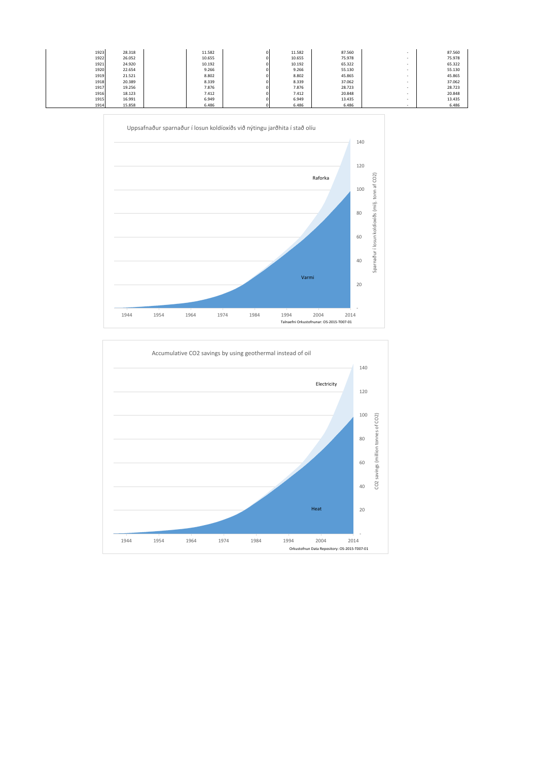| | | | | | | | |
|---|---|---|---|---|---|---|---|
| 1923 | 28.318 | 11.582 | 0 | 11.582 | 87.560 | - | 87.560 |
| 1922 | 26.052 | 10.655 | 0 | 10.655 | 75.978 | - | 75.978 |
| 1921 | 24.920 | 10.192 | 0 | 10.192 | 65.322 | - | 65.322 |
| 1920 | 22.654 | 9.266 | 0 | 9.266 | 55.130 | - | 55.130 |
| 1919 | 21.521 | 8.802 | 0 | 8.802 | 45.865 | - | 45.865 |
| 1918 | 20.389 | 8.339 | 0 | 8.339 | 37.062 | - | 37.062 |
| 1917 | 19.256 | 7.876 | 0 | 7.876 | 28.723 | - | 28.723 |
| 1916 | 18.123 | 7.412 | 0 | 7.412 | 20.848 | - | 20.848 |
| 1915 | 16.991 | 6.949 | 0 | 6.949 | 13.435 | - | 13.435 |
| 1914 | 15.858 | 6.486 | 0 | 6.486 | 6.486 | - | 6.486 |

Uppsafnaður sparnaður í losun koldíoxíðs við nýtingu jarðhita í stað olíu

Raforka

Varmi

Sparnaður í losun koldíoxíðs (millj. tonn af CO2)

140
120
100
80
60
40
20
-

1944 1954 1964 1974 1984 1994 2004 2014

Talnaefni Orkustofnunar: OS-2015-T007-01

Accumulative CO2 savings by using geothermal instead of oil

Electricity

Heat

CO2 savings (million tonnes of CO2)

140
120
100
80
60
40
20
-

1944 1954 1964 1974 1984 1994 2004 2014

Orkustofnun Data Repository: OS-2015-T007-01